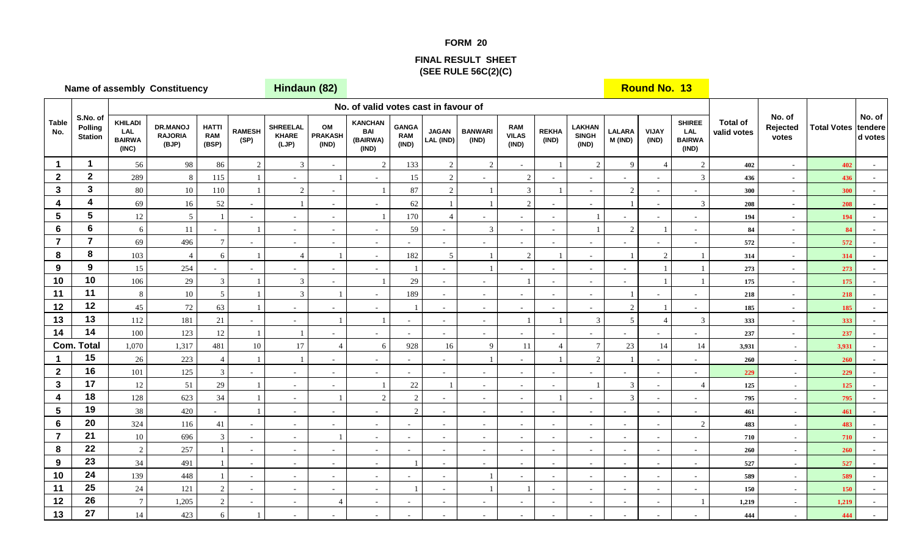# FORM 20

## FINAL RESULT SHEET
### (SEE RULE 56C(2)(C)

**Name of assembly Constituency** **Hindaun (82)** **Round No. 13**

| Table No. | S.No. of Polling Station | No. of valid votes cast in favour of | | | | | | | | | | | | | | | | Total of valid votes | No. of Rejected votes | Total Votes | No. of tendered votes |
|---|---|---|---|---|---|---|---|---|---|---|---|---|---|---|---|---|---|---|---|---|---|
| | | KHILADI LAL BAIRWA (INC) | DR.MANOJ RAJORIA (BJP) | HATTI RAM (BSP) | RAMESH (SP) | SHREELAL KHARE (LJP) | OM PRAKASH (IND) | KANCHAN BAI (BAIRWA) (IND) | GANGA RAM (IND) | JAGAN LAL (IND) | BANWARI (IND) | RAM VILAS (IND) | REKHA (IND) | LAKHAN SINGH (IND) | LALARA M (IND) | VIJAY (IND) | SHIREE LAL BAIRWA (IND) | | | | |
| 1 | 1 | 56 | 98 | 86 | 2 | 3 | - | 2 | 133 | 2 | 2 | - | 1 | 2 | 9 | 4 | 2 | 402 | - | 402 | - |
| 2 | 2 | 289 | 8 | 115 | 1 | - | 1 | - | 15 | 2 | - | 2 | - | - | - | - | 3 | 436 | - | 436 | - |
| 3 | 3 | 80 | 10 | 110 | 1 | 2 | - | 1 | 87 | 2 | 1 | 3 | 1 | - | 2 | - | - | 300 | - | 300 | - |
| 4 | 4 | 69 | 16 | 52 | - | 1 | - | - | 62 | 1 | 1 | 2 | - | - | 1 | - | 3 | 208 | - | 208 | - |
| 5 | 5 | 12 | 5 | 1 | - | - | - | 1 | 170 | 4 | - | - | - | 1 | - | - | - | 194 | - | 194 | - |
| 6 | 6 | 6 | 11 | - | 1 | - | - | - | 59 | - | 3 | - | - | 1 | 2 | 1 | - | 84 | - | 84 | - |
| 7 | 7 | 69 | 496 | 7 | - | - | - | - | - | - | - | - | - | - | - | - | - | 572 | - | 572 | - |
| 8 | 8 | 103 | 4 | 6 | 1 | 4 | 1 | - | 182 | 5 | 1 | 2 | 1 | - | 1 | 2 | 1 | 314 | - | 314 | - |
| 9 | 9 | 15 | 254 | - | - | - | - | - | 1 | - | 1 | - | - | - | - | 1 | 1 | 273 | - | 273 | - |
| 10 | 10 | 106 | 29 | 3 | 1 | 3 | - | 1 | 29 | - | - | 1 | - | - | - | 1 | 1 | 175 | - | 175 | - |
| 11 | 11 | 8 | 10 | 5 | 1 | 3 | 1 | - | 189 | - | - | - | - | - | 1 | - | - | 218 | - | 218 | - |
| 12 | 12 | 45 | 72 | 63 | 1 | - | - | - | 1 | - | - | - | - | - | 2 | 1 | - | 185 | - | 185 | - |
| 13 | 13 | 112 | 181 | 21 | - | - | 1 | 1 | - | - | - | 1 | 1 | 3 | 5 | 4 | 3 | 333 | - | 333 | - |
| 14 | 14 | 100 | 123 | 12 | 1 | 1 | - | - | - | - | - | - | - | - | - | - | - | 237 | - | 237 | - |
| Com. Total | | 1,070 | 1,317 | 481 | 10 | 17 | 4 | 6 | 928 | 16 | 9 | 11 | 4 | 7 | 23 | 14 | 14 | 3,931 | - | 3,931 | - |
| 1 | 15 | 26 | 223 | 4 | 1 | 1 | - | - | - | - | 1 | - | 1 | 2 | 1 | - | - | 260 | - | 260 | - |
| 2 | 16 | 101 | 125 | 3 | - | - | - | - | - | - | - | - | - | - | - | - | - | 229 | - | 229 | - |
| 3 | 17 | 12 | 51 | 29 | 1 | - | - | 1 | 22 | 1 | - | - | - | 1 | 3 | - | 4 | 125 | - | 125 | - |
| 4 | 18 | 128 | 623 | 34 | 1 | - | 1 | 2 | 2 | - | - | - | 1 | - | 3 | - | - | 795 | - | 795 | - |
| 5 | 19 | 38 | 420 | - | 1 | - | - | - | 2 | - | - | - | - | - | - | - | - | 461 | - | 461 | - |
| 6 | 20 | 324 | 116 | 41 | - | - | - | - | - | - | - | - | - | - | - | - | 2 | 483 | - | 483 | - |
| 7 | 21 | 10 | 696 | 3 | - | - | 1 | - | - | - | - | - | - | - | - | - | - | 710 | - | 710 | - |
| 8 | 22 | 2 | 257 | 1 | - | - | - | - | - | - | - | - | - | - | - | - | - | 260 | - | 260 | - |
| 9 | 23 | 34 | 491 | 1 | - | - | - | - | 1 | - | - | - | - | - | - | - | - | 527 | - | 527 | - |
| 10 | 24 | 139 | 448 | 1 | - | - | - | - | - | - | 1 | - | - | - | - | - | - | 589 | - | 589 | - |
| 11 | 25 | 24 | 121 | 2 | - | - | - | - | 1 | - | 1 | 1 | - | - | - | - | - | 150 | - | 150 | - |
| 12 | 26 | 7 | 1,205 | 2 | - | - | 4 | - | - | - | - | - | - | - | - | - | 1 | 1,219 | - | 1,219 | - |
| 13 | 27 | 14 | 423 | 6 | 1 | - | - | - | - | - | - | - | - | - | - | - | - | 444 | - | 444 | - |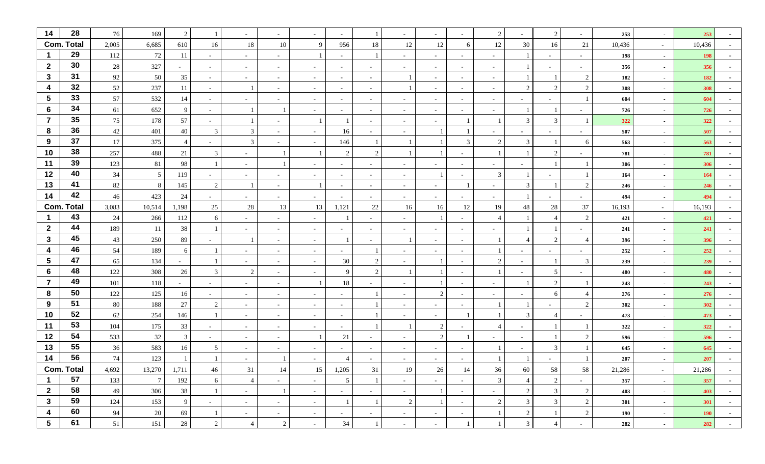| | | | | | | | | | | | | | | | | | | | | | |
|---|---|---|---|---|---|---|---|---|---|---|---|---|---|---|---|---|---|---|---|---|---|
| **14** | **28** | 76 | 169 | 2 | 1 | - | - | - | - | 1 | - | - | - | 2 | - | 2 | - | **253** | - | **253** | - |
| **Com. Total** | | 2,005 | 6,685 | 610 | 16 | 18 | 10 | 9 | 956 | 18 | 12 | 12 | 6 | 12 | 30 | 16 | 21 | 10,436 | - | 10,436 | - |
| **1** | **29** | 112 | 72 | 11 | - | - | - | 1 | - | 1 | - | - | - | - | 1 | - | - | **198** | - | **198** | - |
| **2** | **30** | 28 | 327 | - | - | - | - | - | - | - | - | - | - | - | 1 | - | - | **356** | - | **356** | - |
| **3** | **31** | 92 | 50 | 35 | - | - | - | - | - | - | 1 | - | - | - | 1 | 1 | 2 | **182** | - | **182** | - |
| **4** | **32** | 52 | 237 | 11 | - | 1 | - | - | - | - | 1 | - | - | - | 2 | 2 | 2 | **308** | - | **308** | - |
| **5** | **33** | 57 | 532 | 14 | - | - | - | - | - | - | - | - | - | - | - | - | 1 | **604** | - | **604** | - |
| **6** | **34** | 61 | 652 | 9 | - | 1 | 1 | - | - | - | - | - | - | - | 1 | 1 | - | **726** | - | **726** | - |
| **7** | **35** | 75 | 178 | 57 | - | 1 | - | 1 | 1 | - | - | - | 1 | 1 | 3 | 3 | 1 | **322** | - | **322** | - |
| **8** | **36** | 42 | 401 | 40 | 3 | 3 | - | - | 16 | - | - | 1 | 1 | - | - | - | - | **507** | - | **507** | - |
| **9** | **37** | 17 | 375 | 4 | - | 3 | - | - | 146 | 1 | 1 | 1 | 3 | 2 | 3 | 1 | 6 | **563** | - | **563** | - |
| **10** | **38** | 257 | 488 | 21 | 3 | - | 1 | 1 | 2 | 2 | 1 | 1 | - | 1 | 1 | 2 | - | **781** | - | **781** | - |
| **11** | **39** | 123 | 81 | 98 | 1 | - | 1 | - | - | - | - | - | - | - | - | 1 | 1 | **306** | - | **306** | - |
| **12** | **40** | 34 | 5 | 119 | - | - | - | - | - | - | - | 1 | - | 3 | 1 | - | 1 | **164** | - | **164** | - |
| **13** | **41** | 82 | 8 | 145 | 2 | 1 | - | 1 | - | - | - | - | 1 | - | 3 | 1 | 2 | **246** | - | **246** | - |
| **14** | **42** | 46 | 423 | 24 | - | - | - | - | - | - | - | - | - | - | 1 | - | - | **494** | - | **494** | - |
| **Com. Total** | | 3,083 | 10,514 | 1,198 | 25 | 28 | 13 | 13 | 1,121 | 22 | 16 | 16 | 12 | 19 | 48 | 28 | 37 | 16,193 | - | 16,193 | - |
| **1** | **43** | 24 | 266 | 112 | 6 | - | - | - | 1 | - | - | 1 | - | 4 | 1 | 4 | 2 | **421** | - | **421** | - |
| **2** | **44** | 189 | 11 | 38 | 1 | - | - | - | - | - | - | - | - | - | 1 | 1 | - | **241** | - | **241** | - |
| **3** | **45** | 43 | 250 | 89 | - | 1 | - | - | 1 | - | 1 | - | - | 1 | 4 | 2 | 4 | **396** | - | **396** | - |
| **4** | **46** | 54 | 189 | 6 | 1 | - | - | - | - | 1 | - | - | - | 1 | - | - | - | **252** | - | **252** | - |
| **5** | **47** | 65 | 134 | - | 1 | - | - | - | 30 | 2 | - | 1 | - | 2 | - | 1 | 3 | **239** | - | **239** | - |
| **6** | **48** | 122 | 308 | 26 | 3 | 2 | - | - | 9 | 2 | 1 | 1 | - | 1 | - | 5 | - | **480** | - | **480** | - |
| **7** | **49** | 101 | 118 | - | - | - | - | 1 | 18 | - | - | 1 | - | - | 1 | 2 | 1 | **243** | - | **243** | - |
| **8** | **50** | 122 | 125 | 16 | - | - | - | - | - | 1 | - | 2 | - | - | - | 6 | 4 | **276** | - | **276** | - |
| **9** | **51** | 80 | 188 | 27 | 2 | - | - | - | - | 1 | - | - | - | 1 | 1 | - | 2 | **302** | - | **302** | - |
| **10** | **52** | 62 | 254 | 146 | 1 | - | - | - | - | 1 | - | - | 1 | 1 | 3 | 4 | - | **473** | - | **473** | - |
| **11** | **53** | 104 | 175 | 33 | - | - | - | - | - | 1 | 1 | 2 | - | 4 | - | 1 | 1 | **322** | - | **322** | - |
| **12** | **54** | 533 | 32 | 3 | - | - | - | 1 | 21 | - | - | 2 | 1 | - | - | 1 | 2 | **596** | - | **596** | - |
| **13** | **55** | 36 | 583 | 16 | 5 | - | - | - | - | - | - | - | - | 1 | - | 3 | 1 | **645** | - | **645** | - |
| **14** | **56** | 74 | 123 | 1 | 1 | - | 1 | - | 4 | - | - | - | - | 1 | 1 | - | 1 | **207** | - | **207** | - |
| **Com. Total** | | 4,692 | 13,270 | 1,711 | 46 | 31 | 14 | 15 | 1,205 | 31 | 19 | 26 | 14 | 36 | 60 | 58 | 58 | 21,286 | - | 21,286 | - |
| **1** | **57** | 133 | 7 | 192 | 6 | 4 | - | - | 5 | 1 | - | - | - | 3 | 4 | 2 | - | **357** | - | **357** | - |
| **2** | **58** | 49 | 306 | 38 | 1 | - | 1 | - | - | - | - | 1 | - | - | 2 | 3 | 2 | **403** | - | **403** | - |
| **3** | **59** | 124 | 153 | 9 | - | - | - | - | 1 | 1 | 2 | 1 | - | 2 | 3 | 3 | 2 | **301** | - | **301** | - |
| **4** | **60** | 94 | 20 | 69 | 1 | - | - | - | - | - | - | - | - | 1 | 2 | 1 | 2 | **190** | - | **190** | - |
| **5** | **61** | 51 | 151 | 28 | 2 | 4 | 2 | - | 34 | 1 | - | - | 1 | 1 | 3 | 4 | - | **282** | - | **282** | - |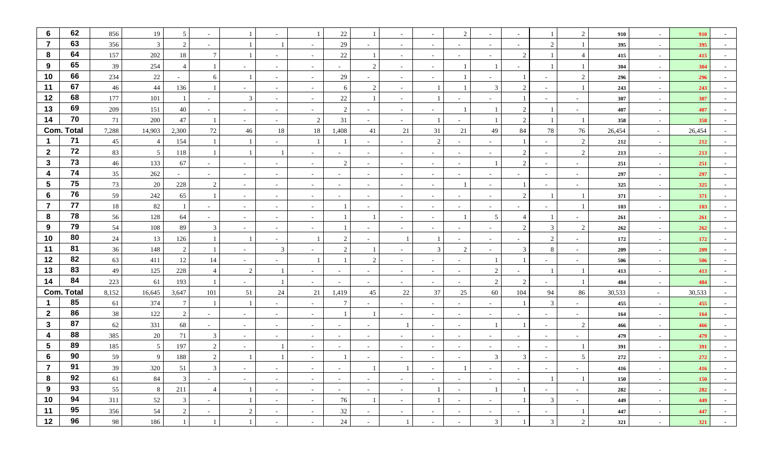| | | | | | | | | | | | | | | | | | | | | | |
|---|---|---|---|---|---|---|---|---|---|---|---|---|---|---|---|---|---|---|---|---|---|
| 6 | 62 | 856 | 19 | 5 | - | 1 | - | 1 | 22 | 1 | - | - | 2 | - | - | 1 | 2 | 910 | - | 910 | - |
| 7 | 63 | 356 | 3 | 2 | - | 1 | 1 | - | 29 | - | - | - | - | - | - | 2 | 1 | 395 | - | 395 | - |
| 8 | 64 | 157 | 202 | 18 | 7 | 1 | - | - | 22 | 1 | - | - | - | - | 2 | 1 | 4 | 415 | - | 415 | - |
| 9 | 65 | 39 | 254 | 4 | 1 | - | - | - | - | 2 | - | - | 1 | 1 | - | 1 | 1 | 304 | - | 304 | - |
| 10 | 66 | 234 | 22 | - | 6 | 1 | - | - | 29 | - | - | - | 1 | - | 1 | - | 2 | 296 | - | 296 | - |
| 11 | 67 | 46 | 44 | 136 | 1 | - | - | - | 6 | 2 | - | 1 | 1 | 3 | 2 | - | 1 | 243 | - | 243 | - |
| 12 | 68 | 177 | 101 | 1 | - | 3 | - | - | 22 | 1 | - | 1 | - | - | 1 | - | - | 307 | - | 307 | - |
| 13 | 69 | 209 | 151 | 40 | - | - | - | - | 2 | - | - | - | 1 | 1 | 2 | 1 | - | 407 | - | 407 | - |
| 14 | 70 | 71 | 200 | 47 | 1 | - | - | 2 | 31 | - | - | 1 | - | 1 | 2 | 1 | 1 | 358 | - | 358 | - |
| Com. Total | | 7,288 | 14,903 | 2,300 | 72 | 46 | 18 | 18 | 1,408 | 41 | 21 | 31 | 21 | 49 | 84 | 78 | 76 | 26,454 | - | 26,454 | - |
| 1 | 71 | 45 | 4 | 154 | 1 | 1 | - | 1 | 1 | - | - | 2 | - | - | 1 | - | 2 | 212 | - | 212 | - |
| 2 | 72 | 83 | 5 | 118 | 1 | 1 | 1 | - | - | - | - | - | - | - | 2 | - | 2 | 213 | - | 213 | - |
| 3 | 73 | 46 | 133 | 67 | - | - | - | - | 2 | - | - | - | - | 1 | 2 | - | - | 251 | - | 251 | - |
| 4 | 74 | 35 | 262 | - | - | - | - | - | - | - | - | - | - | - | - | - | - | 297 | - | 297 | - |
| 5 | 75 | 73 | 20 | 228 | 2 | - | - | - | - | - | - | - | 1 | - | 1 | - | - | 325 | - | 325 | - |
| 6 | 76 | 59 | 242 | 65 | 1 | - | - | - | - | - | - | - | - | - | 2 | 1 | 1 | 371 | - | 371 | - |
| 7 | 77 | 18 | 82 | 1 | - | - | - | - | 1 | - | - | - | - | - | - | - | 1 | 103 | - | 103 | - |
| 8 | 78 | 56 | 128 | 64 | - | - | - | - | 1 | 1 | - | - | 1 | 5 | 4 | 1 | - | 261 | - | 261 | - |
| 9 | 79 | 54 | 108 | 89 | 3 | - | - | - | 1 | - | - | - | - | - | 2 | 3 | 2 | 262 | - | 262 | - |
| 10 | 80 | 24 | 13 | 126 | 1 | 1 | - | 1 | 2 | - | 1 | 1 | - | - | - | 2 | - | 172 | - | 172 | - |
| 11 | 81 | 36 | 148 | 2 | 1 | - | 3 | - | 2 | 1 | - | 3 | 2 | - | 3 | 8 | - | 209 | - | 209 | - |
| 12 | 82 | 63 | 411 | 12 | 14 | - | - | 1 | 1 | 2 | - | - | - | 1 | 1 | - | - | 506 | - | 506 | - |
| 13 | 83 | 49 | 125 | 228 | 4 | 2 | 1 | - | - | - | - | - | - | 2 | - | 1 | 1 | 413 | - | 413 | - |
| 14 | 84 | 223 | 61 | 193 | 1 | - | 1 | - | - | - | - | - | - | 2 | 2 | - | 1 | 484 | - | 484 | - |
| Com. Total | | 8,152 | 16,645 | 3,647 | 101 | 51 | 24 | 21 | 1,419 | 45 | 22 | 37 | 25 | 60 | 104 | 94 | 86 | 30,533 | - | 30,533 | - |
| 1 | 85 | 61 | 374 | 7 | 1 | 1 | - | - | 7 | - | - | - | - | - | 1 | 3 | - | 455 | - | 455 | - |
| 2 | 86 | 38 | 122 | 2 | - | - | - | - | 1 | 1 | - | - | - | - | - | - | - | 164 | - | 164 | - |
| 3 | 87 | 62 | 331 | 68 | - | - | - | - | - | - | 1 | - | - | 1 | 1 | - | 2 | 466 | - | 466 | - |
| 4 | 88 | 385 | 20 | 71 | 3 | - | - | - | - | - | - | - | - | - | - | - | - | 479 | - | 479 | - |
| 5 | 89 | 185 | 5 | 197 | 2 | - | 1 | - | - | - | - | - | - | - | - | - | 1 | 391 | - | 391 | - |
| 6 | 90 | 59 | 9 | 188 | 2 | 1 | 1 | - | 1 | - | - | - | - | 3 | 3 | - | 5 | 272 | - | 272 | - |
| 7 | 91 | 39 | 320 | 51 | 3 | - | - | - | - | 1 | 1 | - | 1 | - | - | - | - | 416 | - | 416 | - |
| 8 | 92 | 61 | 84 | 3 | - | - | - | - | - | - | - | - | - | - | - | 1 | 1 | 150 | - | 150 | - |
| 9 | 93 | 55 | 8 | 211 | 4 | 1 | - | - | - | - | - | 1 | - | 1 | 1 | - | - | 282 | - | 282 | - |
| 10 | 94 | 311 | 52 | 3 | - | 1 | - | - | 76 | 1 | - | 1 | - | - | 1 | 3 | - | 449 | - | 449 | - |
| 11 | 95 | 356 | 54 | 2 | - | 2 | - | - | 32 | - | - | - | - | - | - | - | 1 | 447 | - | 447 | - |
| 12 | 96 | 98 | 186 | 1 | 1 | 1 | - | - | 24 | - | 1 | - | - | 3 | 1 | 3 | 2 | 321 | - | 321 | - |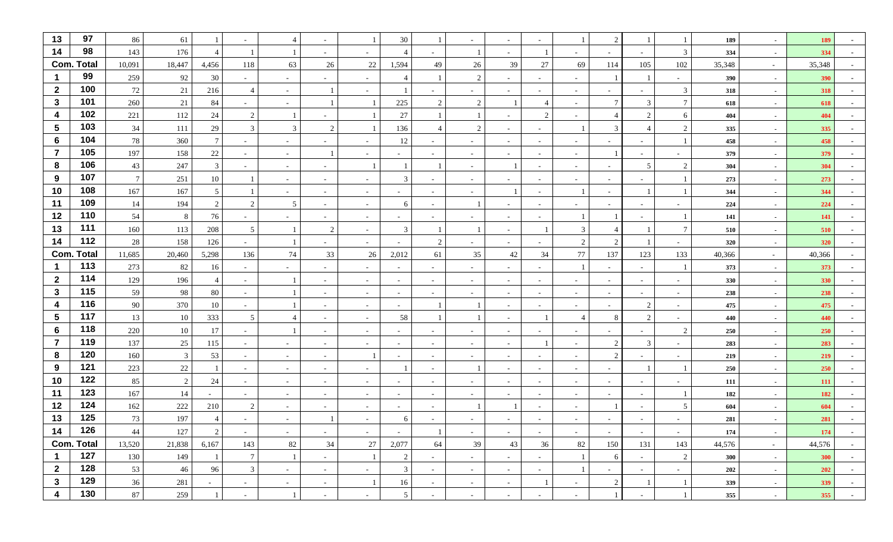| | | | | | | | | | | | | | | | | | | | | | |
|---|---|---|---|---|---|---|---|---|---|---|---|---|---|---|---|---|---|---|---|---|---|
| 13 | 97 | 86 | 61 | 1 | - | 4 | - | 1 | 30 | 1 | - | - | - | 1 | 2 | 1 | 1 | 189 | - | 189 | - |
| 14 | 98 | 143 | 176 | 4 | 1 | 1 | - | - | 4 | - | 1 | - | 1 | - | - | - | 3 | 334 | - | 334 | - |
| Com. Total | | 10,091 | 18,447 | 4,456 | 118 | 63 | 26 | 22 | 1,594 | 49 | 26 | 39 | 27 | 69 | 114 | 105 | 102 | 35,348 | - | 35,348 | - |
| 1 | 99 | 259 | 92 | 30 | - | - | - | - | 4 | 1 | 2 | - | - | - | 1 | 1 | - | 390 | - | 390 | - |
| 2 | 100 | 72 | 21 | 216 | 4 | - | 1 | - | 1 | - | - | - | - | - | - | - | 3 | 318 | - | 318 | - |
| 3 | 101 | 260 | 21 | 84 | - | - | 1 | 1 | 225 | 2 | 2 | 1 | 4 | - | 7 | 3 | 7 | 618 | - | 618 | - |
| 4 | 102 | 221 | 112 | 24 | 2 | 1 | - | 1 | 27 | 1 | 1 | - | 2 | - | 4 | 2 | 6 | 404 | - | 404 | - |
| 5 | 103 | 34 | 111 | 29 | 3 | 3 | 2 | 1 | 136 | 4 | 2 | - | - | 1 | 3 | 4 | 2 | 335 | - | 335 | - |
| 6 | 104 | 78 | 360 | 7 | - | - | - | - | 12 | - | - | - | - | - | - | - | 1 | 458 | - | 458 | - |
| 7 | 105 | 197 | 158 | 22 | - | - | 1 | - | - | - | - | - | - | - | 1 | - | - | 379 | - | 379 | - |
| 8 | 106 | 43 | 247 | 3 | - | - | - | 1 | 1 | 1 | - | 1 | - | - | - | 5 | 2 | 304 | - | 304 | - |
| 9 | 107 | 7 | 251 | 10 | 1 | - | - | - | 3 | - | - | - | - | - | - | - | 1 | 273 | - | 273 | - |
| 10 | 108 | 167 | 167 | 5 | 1 | - | - | - | - | - | - | 1 | - | 1 | - | 1 | 1 | 344 | - | 344 | - |
| 11 | 109 | 14 | 194 | 2 | 2 | 5 | - | - | 6 | - | 1 | - | - | - | - | - | - | 224 | - | 224 | - |
| 12 | 110 | 54 | 8 | 76 | - | - | - | - | - | - | - | - | - | 1 | 1 | - | 1 | 141 | - | 141 | - |
| 13 | 111 | 160 | 113 | 208 | 5 | 1 | 2 | - | 3 | 1 | 1 | - | 1 | 3 | 4 | 1 | 7 | 510 | - | 510 | - |
| 14 | 112 | 28 | 158 | 126 | - | 1 | - | - | - | 2 | - | - | - | 2 | 2 | 1 | - | 320 | - | 320 | - |
| Com. Total | | 11,685 | 20,460 | 5,298 | 136 | 74 | 33 | 26 | 2,012 | 61 | 35 | 42 | 34 | 77 | 137 | 123 | 133 | 40,366 | - | 40,366 | - |
| 1 | 113 | 273 | 82 | 16 | - | - | - | - | - | - | - | - | - | 1 | - | - | 1 | 373 | - | 373 | - |
| 2 | 114 | 129 | 196 | 4 | - | 1 | - | - | - | - | - | - | - | - | - | - | - | 330 | - | 330 | - |
| 3 | 115 | 59 | 98 | 80 | - | 1 | - | - | - | - | - | - | - | - | - | - | - | 238 | - | 238 | - |
| 4 | 116 | 90 | 370 | 10 | - | 1 | - | - | - | 1 | 1 | - | - | - | - | 2 | - | 475 | - | 475 | - |
| 5 | 117 | 13 | 10 | 333 | 5 | 4 | - | - | 58 | 1 | 1 | - | 1 | 4 | 8 | 2 | - | 440 | - | 440 | - |
| 6 | 118 | 220 | 10 | 17 | - | 1 | - | - | - | - | - | - | - | - | - | - | 2 | 250 | - | 250 | - |
| 7 | 119 | 137 | 25 | 115 | - | - | - | - | - | - | - | - | 1 | - | 2 | 3 | - | 283 | - | 283 | - |
| 8 | 120 | 160 | 3 | 53 | - | - | - | 1 | - | - | - | - | - | - | 2 | - | - | 219 | - | 219 | - |
| 9 | 121 | 223 | 22 | 1 | - | - | - | - | 1 | - | 1 | - | - | - | - | 1 | 1 | 250 | - | 250 | - |
| 10 | 122 | 85 | 2 | 24 | - | - | - | - | - | - | - | - | - | - | - | - | - | 111 | - | 111 | - |
| 11 | 123 | 167 | 14 | - | - | - | - | - | - | - | - | - | - | - | - | - | 1 | 182 | - | 182 | - |
| 12 | 124 | 162 | 222 | 210 | 2 | - | - | - | - | - | 1 | 1 | - | - | 1 | - | 5 | 604 | - | 604 | - |
| 13 | 125 | 73 | 197 | 4 | - | - | 1 | - | 6 | - | - | - | - | - | - | - | - | 281 | - | 281 | - |
| 14 | 126 | 44 | 127 | 2 | - | - | - | - | - | 1 | - | - | - | - | - | - | - | 174 | - | 174 | - |
| Com. Total | | 13,520 | 21,838 | 6,167 | 143 | 82 | 34 | 27 | 2,077 | 64 | 39 | 43 | 36 | 82 | 150 | 131 | 143 | 44,576 | - | 44,576 | - |
| 1 | 127 | 130 | 149 | 1 | 7 | 1 | - | 1 | 2 | - | - | - | - | 1 | 6 | - | 2 | 300 | - | 300 | - |
| 2 | 128 | 53 | 46 | 96 | 3 | - | - | - | 3 | - | - | - | - | 1 | - | - | - | 202 | - | 202 | - |
| 3 | 129 | 36 | 281 | - | - | - | - | 1 | 16 | - | - | - | 1 | - | 2 | 1 | 1 | 339 | - | 339 | - |
| 4 | 130 | 87 | 259 | 1 | - | 1 | - | - | 5 | - | - | - | - | - | 1 | - | 1 | 355 | - | 355 | - |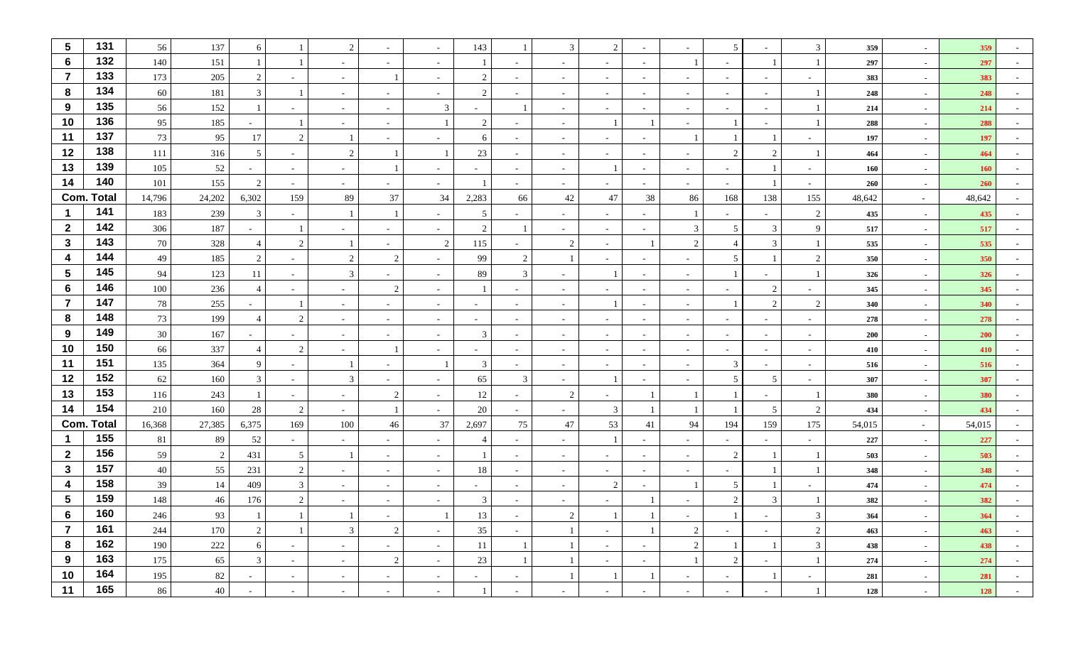| 5 | 131 | 56 | 137 | 6 | 1 | 2 | - | - | 143 | 1 | 3 | 2 | - | - | 5 | - | 3 | 359 | - | 359 | - |
|---|---|---|---|---|---|---|---|---|---|---|---|---|---|---|---|---|---|---|---|---|---|
| 6 | 132 | 140 | 151 | 1 | 1 | - | - | - | 1 | - | - | - | - | 1 | - | 1 | 1 | 297 | - | 297 | - |
| 7 | 133 | 173 | 205 | 2 | - | - | 1 | - | 2 | - | - | - | - | - | - | - | - | 383 | - | 383 | - |
| 8 | 134 | 60 | 181 | 3 | 1 | - | - | - | 2 | - | - | - | - | - | - | - | 1 | 248 | - | 248 | - |
| 9 | 135 | 56 | 152 | 1 | - | - | - | 3 | - | 1 | - | - | - | - | - | - | 1 | 214 | - | 214 | - |
| 10 | 136 | 95 | 185 | - | 1 | - | - | 1 | 2 | - | - | 1 | 1 | - | 1 | - | 1 | 288 | - | 288 | - |
| 11 | 137 | 73 | 95 | 17 | 2 | 1 | - | - | 6 | - | - | - | - | 1 | 1 | 1 | - | 197 | - | 197 | - |
| 12 | 138 | 111 | 316 | 5 | - | 2 | 1 | 1 | 23 | - | - | - | - | - | 2 | 2 | 1 | 464 | - | 464 | - |
| 13 | 139 | 105 | 52 | - | - | - | 1 | - | - | - | - | 1 | - | - | - | 1 | - | 160 | - | 160 | - |
| 14 | 140 | 101 | 155 | 2 | - | - | - | - | 1 | - | - | - | - | - | - | 1 | - | 260 | - | 260 | - |
| Com. Total | | 14,796 | 24,202 | 6,302 | 159 | 89 | 37 | 34 | 2,283 | 66 | 42 | 47 | 38 | 86 | 168 | 138 | 155 | 48,642 | - | 48,642 | - |
| 1 | 141 | 183 | 239 | 3 | - | 1 | 1 | - | 5 | - | - | - | - | 1 | - | - | 2 | 435 | - | 435 | - |
| 2 | 142 | 306 | 187 | - | 1 | - | - | - | 2 | 1 | - | - | - | 3 | 5 | 3 | 9 | 517 | - | 517 | - |
| 3 | 143 | 70 | 328 | 4 | 2 | 1 | - | 2 | 115 | - | 2 | - | 1 | 2 | 4 | 3 | 1 | 535 | - | 535 | - |
| 4 | 144 | 49 | 185 | 2 | - | 2 | 2 | - | 99 | 2 | 1 | - | - | - | 5 | 1 | 2 | 350 | - | 350 | - |
| 5 | 145 | 94 | 123 | 11 | - | 3 | - | - | 89 | 3 | - | 1 | - | - | 1 | - | 1 | 326 | - | 326 | - |
| 6 | 146 | 100 | 236 | 4 | - | - | 2 | - | 1 | - | - | - | - | - | - | 2 | - | 345 | - | 345 | - |
| 7 | 147 | 78 | 255 | - | 1 | - | - | - | - | - | - | 1 | - | - | 1 | 2 | 2 | 340 | - | 340 | - |
| 8 | 148 | 73 | 199 | 4 | 2 | - | - | - | - | - | - | - | - | - | - | - | - | 278 | - | 278 | - |
| 9 | 149 | 30 | 167 | - | - | - | - | - | 3 | - | - | - | - | - | - | - | - | 200 | - | 200 | - |
| 10 | 150 | 66 | 337 | 4 | 2 | - | 1 | - | - | - | - | - | - | - | - | - | - | 410 | - | 410 | - |
| 11 | 151 | 135 | 364 | 9 | - | 1 | - | 1 | 3 | - | - | - | - | - | 3 | - | - | 516 | - | 516 | - |
| 12 | 152 | 62 | 160 | 3 | - | 3 | - | - | 65 | 3 | - | 1 | - | - | 5 | 5 | - | 307 | - | 307 | - |
| 13 | 153 | 116 | 243 | 1 | - | - | 2 | - | 12 | - | 2 | - | 1 | 1 | 1 | - | 1 | 380 | - | 380 | - |
| 14 | 154 | 210 | 160 | 28 | 2 | - | 1 | - | 20 | - | - | 3 | 1 | 1 | 1 | 5 | 2 | 434 | - | 434 | - |
| Com. Total | | 16,368 | 27,385 | 6,375 | 169 | 100 | 46 | 37 | 2,697 | 75 | 47 | 53 | 41 | 94 | 194 | 159 | 175 | 54,015 | - | 54,015 | - |
| 1 | 155 | 81 | 89 | 52 | - | - | - | - | 4 | - | - | 1 | - | - | - | - | - | 227 | - | 227 | - |
| 2 | 156 | 59 | 2 | 431 | 5 | 1 | - | - | 1 | - | - | - | - | - | 2 | 1 | 1 | 503 | - | 503 | - |
| 3 | 157 | 40 | 55 | 231 | 2 | - | - | - | 18 | - | - | - | - | - | - | 1 | 1 | 348 | - | 348 | - |
| 4 | 158 | 39 | 14 | 409 | 3 | - | - | - | - | - | - | 2 | - | 1 | 5 | 1 | - | 474 | - | 474 | - |
| 5 | 159 | 148 | 46 | 176 | 2 | - | - | - | 3 | - | - | - | 1 | - | 2 | 3 | 1 | 382 | - | 382 | - |
| 6 | 160 | 246 | 93 | 1 | 1 | 1 | - | 1 | 13 | - | 2 | 1 | 1 | - | 1 | - | 3 | 364 | - | 364 | - |
| 7 | 161 | 244 | 170 | 2 | 1 | 3 | 2 | - | 35 | - | 1 | - | 1 | 2 | - | - | 2 | 463 | - | 463 | - |
| 8 | 162 | 190 | 222 | 6 | - | - | - | - | 11 | 1 | 1 | - | - | 2 | 1 | 1 | 3 | 438 | - | 438 | - |
| 9 | 163 | 175 | 65 | 3 | - | - | 2 | - | 23 | 1 | 1 | - | - | 1 | 2 | - | 1 | 274 | - | 274 | - |
| 10 | 164 | 195 | 82 | - | - | - | - | - | - | - | 1 | 1 | 1 | - | - | 1 | - | 281 | - | 281 | - |
| 11 | 165 | 86 | 40 | - | - | - | - | - | 1 | - | - | - | - | - | - | - | 1 | 128 | - | 128 | - |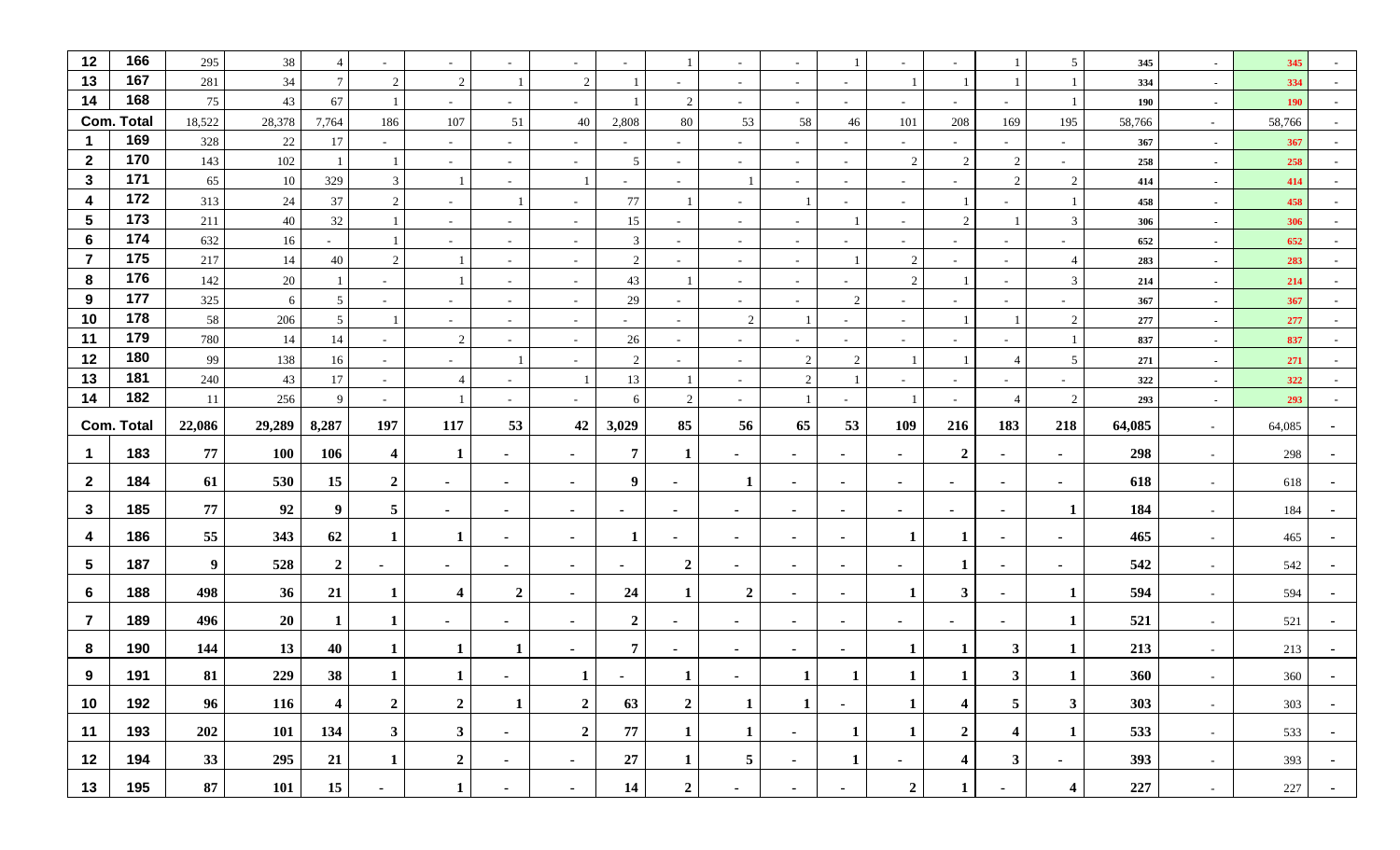| | | | | | | | | | | | | | | | | | | | | | |
|---|---|---|---|---|---|---|---|---|---|---|---|---|---|---|---|---|---|---|---|---|---|
| 12 | 166 | 295 | 38 | 4 | - | - | - | - | - | 1 | - | - | 1 | - | - | 1 | 5 | 345 | - | 345 | - |
| 13 | 167 | 281 | 34 | 7 | 2 | 2 | 1 | 2 | 1 | - | - | - | - | 1 | 1 | 1 | 1 | 334 | - | 334 | - |
| 14 | 168 | 75 | 43 | 67 | 1 | - | - | - | 1 | 2 | - | - | - | - | - | - | 1 | 190 | - | 190 | - |
| Com. Total | | 18,522 | 28,378 | 7,764 | 186 | 107 | 51 | 40 | 2,808 | 80 | 53 | 58 | 46 | 101 | 208 | 169 | 195 | 58,766 | - | 58,766 | - |
| 1 | 169 | 328 | 22 | 17 | - | - | - | - | - | - | - | - | - | - | - | - | - | 367 | - | 367 | - |
| 2 | 170 | 143 | 102 | 1 | 1 | - | - | - | 5 | - | - | - | - | 2 | 2 | 2 | - | 258 | - | 258 | - |
| 3 | 171 | 65 | 10 | 329 | 3 | 1 | - | 1 | - | - | 1 | - | - | - | - | 2 | 2 | 414 | - | 414 | - |
| 4 | 172 | 313 | 24 | 37 | 2 | - | 1 | - | 77 | 1 | - | 1 | - | - | 1 | - | 1 | 458 | - | 458 | - |
| 5 | 173 | 211 | 40 | 32 | 1 | - | - | - | 15 | - | - | - | 1 | - | 2 | 1 | 3 | 306 | - | 306 | - |
| 6 | 174 | 632 | 16 | - | 1 | - | - | - | 3 | - | - | - | - | - | - | - | - | 652 | - | 652 | - |
| 7 | 175 | 217 | 14 | 40 | 2 | 1 | - | - | 2 | - | - | - | 1 | 2 | - | - | 4 | 283 | - | 283 | - |
| 8 | 176 | 142 | 20 | 1 | - | 1 | - | - | 43 | 1 | - | - | - | 2 | 1 | - | 3 | 214 | - | 214 | - |
| 9 | 177 | 325 | 6 | 5 | - | - | - | - | 29 | - | - | - | 2 | - | - | - | - | 367 | - | 367 | - |
| 10 | 178 | 58 | 206 | 5 | 1 | - | - | - | - | - | 2 | 1 | - | - | 1 | 1 | 2 | 277 | - | 277 | - |
| 11 | 179 | 780 | 14 | 14 | - | 2 | - | - | 26 | - | - | - | - | - | - | - | 1 | 837 | - | 837 | - |
| 12 | 180 | 99 | 138 | 16 | - | - | 1 | - | 2 | - | - | 2 | 2 | 1 | 1 | 4 | 5 | 271 | - | 271 | - |
| 13 | 181 | 240 | 43 | 17 | - | 4 | - | 1 | 13 | 1 | - | 2 | 1 | - | - | - | - | 322 | - | 322 | - |
| 14 | 182 | 11 | 256 | 9 | - | 1 | - | - | 6 | 2 | - | 1 | - | 1 | - | 4 | 2 | 293 | - | 293 | - |
| **Com. Total** | | **22,086** | **29,289** | **8,287** | **197** | **117** | **53** | **42** | **3,029** | **85** | **56** | **65** | **53** | **109** | **216** | **183** | **218** | **64,085** | - | 64,085 | - |
| 1 | 183 | **77** | **100** | **106** | **4** | **1** | - | - | **7** | **1** | - | - | - | - | **2** | - | - | **298** | - | 298 | - |
| 2 | 184 | **61** | **530** | **15** | **2** | - | - | - | **9** | - | **1** | - | - | - | - | - | - | **618** | - | 618 | - |
| 3 | 185 | **77** | **92** | **9** | **5** | - | - | - | - | - | - | - | - | - | - | - | **1** | **184** | - | 184 | - |
| 4 | 186 | **55** | **343** | **62** | **1** | **1** | - | - | **1** | - | - | - | - | **1** | **1** | - | - | **465** | - | 465 | - |
| 5 | 187 | **9** | **528** | **2** | - | - | - | - | - | **2** | - | - | - | - | **1** | - | - | **542** | - | 542 | - |
| 6 | 188 | **498** | **36** | **21** | **1** | **4** | **2** | - | **24** | **1** | **2** | - | - | **1** | **3** | - | **1** | **594** | - | 594 | - |
| 7 | 189 | **496** | **20** | **1** | **1** | - | - | - | **2** | - | - | - | - | - | - | - | **1** | **521** | - | 521 | - |
| 8 | 190 | **144** | **13** | **40** | **1** | **1** | **1** | - | **7** | - | - | - | - | **1** | **1** | **3** | **1** | **213** | - | 213 | - |
| 9 | 191 | **81** | **229** | **38** | **1** | **1** | - | **1** | - | **1** | - | **1** | **1** | **1** | **1** | **3** | **1** | **360** | - | 360 | - |
| 10 | 192 | **96** | **116** | **4** | **2** | **2** | **1** | **2** | **63** | **2** | **1** | **1** | - | **1** | **4** | **5** | **3** | **303** | - | 303 | - |
| 11 | 193 | **202** | **101** | **134** | **3** | **3** | - | **2** | **77** | **1** | **1** | - | **1** | **1** | **2** | **4** | **1** | **533** | - | 533 | - |
| 12 | 194 | **33** | **295** | **21** | **1** | **2** | - | - | **27** | **1** | **5** | - | **1** | - | **4** | **3** | - | **393** | - | 393 | - |
| 13 | 195 | **87** | **101** | **15** | - | **1** | - | - | **14** | **2** | - | - | - | **2** | **1** | - | **4** | **227** | - | 227 | - |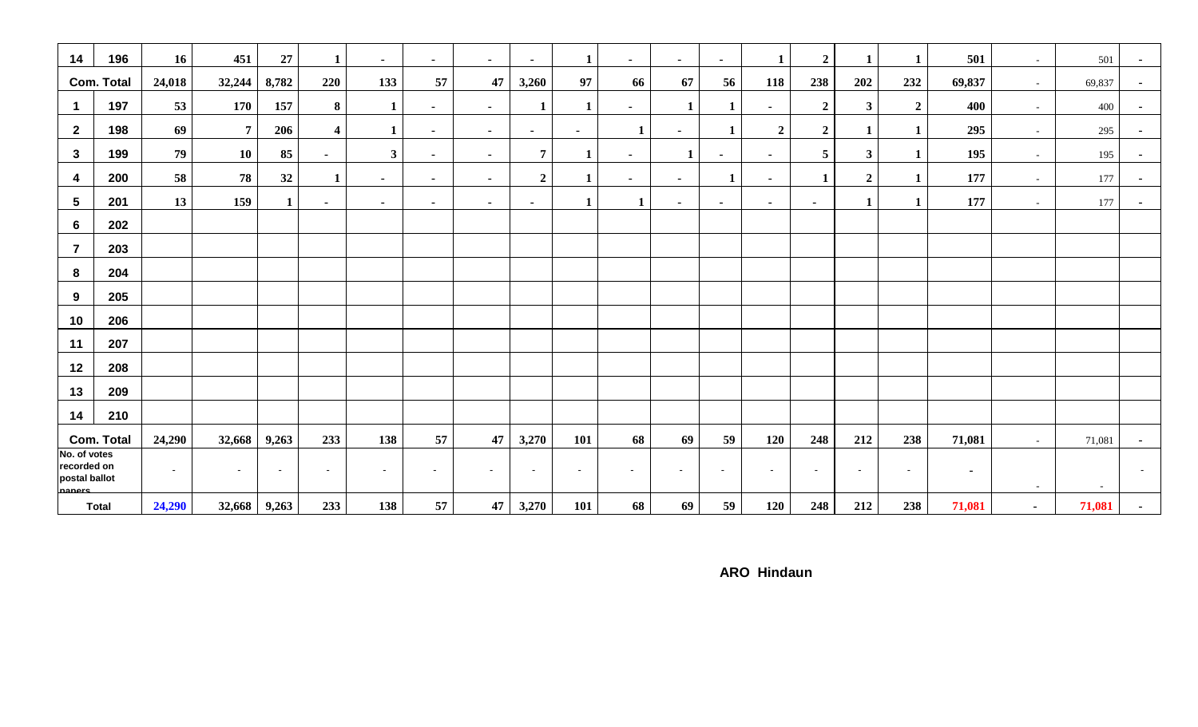| | | | | | | | | | | | | | | | | | | | | | | |
|---|---|---|---|---|---|---|---|---|---|---|---|---|---|---|---|---|---|---|---|---|---|---|
| 14 | 196 | 16 | 451 | 27 | 1 | - | - | - | - | 1 | - | - | - | 1 | 2 | 1 | 1 | 501 | - | 501 | - |
| Com. Total | | 24,018 | 32,244 | 8,782 | 220 | 133 | 57 | 47 | 3,260 | 97 | 66 | 67 | 56 | 118 | 238 | 202 | 232 | 69,837 | - | 69,837 | - |
| 1 | 197 | 53 | 170 | 157 | 8 | 1 | - | - | 1 | 1 | - | 1 | 1 | - | 2 | 3 | 2 | 400 | - | 400 | - |
| 2 | 198 | 69 | 7 | 206 | 4 | 1 | - | - | - | - | 1 | - | 1 | 2 | 2 | 1 | 1 | 295 | - | 295 | - |
| 3 | 199 | 79 | 10 | 85 | - | 3 | - | - | 7 | 1 | - | 1 | - | - | 5 | 3 | 1 | 195 | - | 195 | - |
| 4 | 200 | 58 | 78 | 32 | 1 | - | - | - | 2 | 1 | - | - | 1 | - | 1 | 2 | 1 | 177 | - | 177 | - |
| 5 | 201 | 13 | 159 | 1 | - | - | - | - | - | 1 | 1 | - | - | - | - | 1 | 1 | 177 | - | 177 | - |
| 6 | 202 | | | | | | | | | | | | | | | | | | | | |
| 7 | 203 | | | | | | | | | | | | | | | | | | | | |
| 8 | 204 | | | | | | | | | | | | | | | | | | | | |
| 9 | 205 | | | | | | | | | | | | | | | | | | | | |
| 10 | 206 | | | | | | | | | | | | | | | | | | | | |
| 11 | 207 | | | | | | | | | | | | | | | | | | | | |
| 12 | 208 | | | | | | | | | | | | | | | | | | | | |
| 13 | 209 | | | | | | | | | | | | | | | | | | | | |
| 14 | 210 | | | | | | | | | | | | | | | | | | | | |
| Com. Total | | 24,290 | 32,668 | 9,263 | 233 | 138 | 57 | 47 | 3,270 | 101 | 68 | 69 | 59 | 120 | 248 | 212 | 238 | 71,081 | - | 71,081 | - |
| No. of votes recorded on postal ballot papers | | - | - | - | - | - | - | - | - | - | - | - | - | - | - | - | - | - | - | - | - |
| Total | | 24,290 | 32,668 | 9,263 | 233 | 138 | 57 | 47 | 3,270 | 101 | 68 | 69 | 59 | 120 | 248 | 212 | 238 | 71,081 | - | 71,081 | - |

**ARO Hindaun**